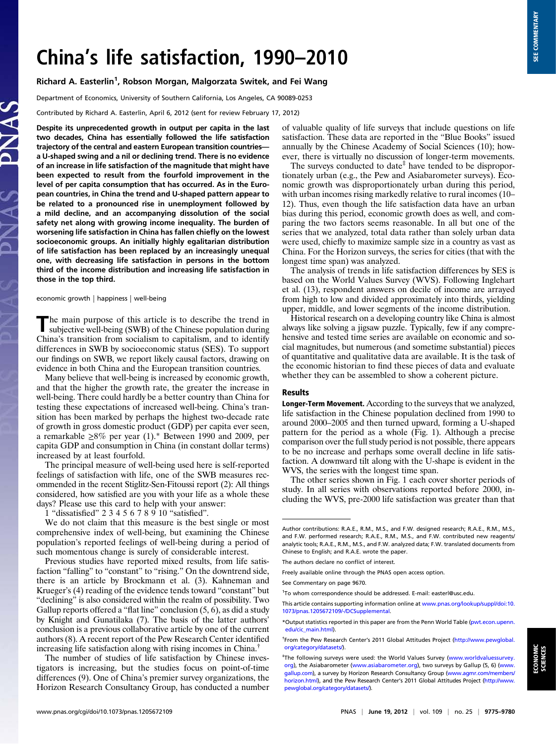# China's life satisfaction, 1990–2010

**Richard A. Easterlin[1], Robson Morgan, Malgorzata Switek, and Fei Wang**

Department of Economics, University of Southern California, Los Angeles, CA 90089-0253

Contributed by Richard A. Easterlin, April 6, 2012 (sent for review February 17, 2012)

**Despite its unprecedented growth in output per capita in the last two decades, China has essentially followed the life satisfaction trajectory of the central and eastern European transition countries—a U-shaped swing and a nil or declining trend. There is no evidence of an increase in life satisfaction of the magnitude that might have been expected to result from the fourfold improvement in the level of per capita consumption that has occurred. As in the European countries, in China the trend and U-shaped pattern appear to be related to a pronounced rise in unemployment followed by a mild decline, and an accompanying dissolution of the social safety net along with growing income inequality. The burden of worsening life satisfaction in China has fallen chiefly on the lowest socioeconomic groups. An initially highly egalitarian distribution of life satisfaction has been replaced by an increasingly unequal one, with decreasing life satisfaction in persons in the bottom third of the income distribution and increasing life satisfaction in those in the top third.**

economic growth | happiness | well-being

The main purpose of this article is to describe the trend in subjective well-being (SWB) of the Chinese population during China's transition from socialism to capitalism, and to identify differences in SWB by socioeconomic status (SES). To support our findings on SWB, we report likely causal factors, drawing on evidence in both China and the European transition countries.

Many believe that well-being is increased by economic growth, and that the higher the growth rate, the greater the increase in well-being. There could hardly be a better country than China for testing these expectations of increased well-being. China's transition has been marked by perhaps the highest two-decade rate of growth in gross domestic product (GDP) per capita ever seen, a remarkable ≥8% per year (1).* Between 1990 and 2009, per capita GDP and consumption in China (in constant dollar terms) increased by at least fourfold.

The principal measure of well-being used here is self-reported feelings of satisfaction with life, one of the SWB measures recommended in the recent Stiglitz-Sen-Fitoussi report (2): All things considered, how satisfied are you with your life as a whole these days? Please use this card to help with your answer:

1 "dissatisfied" 2 3 4 5 6 7 8 9 10 "satisfied".

We do not claim that this measure is the best single or most comprehensive index of well-being, but examining the Chinese population's reported feelings of well-being during a period of such momentous change is surely of considerable interest.

Previous studies have reported mixed results, from life satisfaction "falling" to "constant" to "rising." On the downtrend side, there is an article by Brockmann et al. (3). Kahneman and Krueger's (4) reading of the evidence tends toward "constant" but "declining" is also considered within the realm of possibility. Two Gallup reports offered a "flat line" conclusion (5, 6), as did a study by Knight and Gunatilaka (7). The basis of the latter authors' conclusion is a previous collaborative article by one of the current authors (8). A recent report of the Pew Research Center identified increasing life satisfaction along with rising incomes in China.†

The number of studies of life satisfaction by Chinese investigators is increasing, but the studies focus on point-of-time differences (9). One of China's premier survey organizations, the Horizon Research Consultancy Group, has conducted a number of valuable quality of life surveys that include questions on life satisfaction. These data are reported in the "Blue Books" issued annually by the Chinese Academy of Social Sciences (10); however, there is virtually no discussion of longer-term movements.

The surveys conducted to date‡ have tended to be disproportionately urban (e.g., the Pew and Asiabarometer surveys). Economic growth was disproportionately urban during this period, with urban incomes rising markedly relative to rural incomes (10–12). Thus, even though the life satisfaction data have an urban bias during this period, economic growth does as well, and comparing the two factors seems reasonable. In all but one of the series that we analyzed, total data rather than solely urban data were used, chiefly to maximize sample size in a country as vast as China. For the Horizon surveys, the series for cities (that with the longest time span) was analyzed.

The analysis of trends in life satisfaction differences by SES is based on the World Values Survey (WVS). Following Inglehart et al. (13), respondent answers on decile of income are arrayed from high to low and divided approximately into thirds, yielding upper, middle, and lower segments of the income distribution.

Historical research on a developing country like China is almost always like solving a jigsaw puzzle. Typically, few if any comprehensive and tested time series are available on economic and social magnitudes, but numerous (and sometime substantial) pieces of quantitative and qualitative data are available. It is the task of the economic historian to find these pieces of data and evaluate whether they can be assembled to show a coherent picture.

## Results

**Longer-Term Movement.** According to the surveys that we analyzed, life satisfaction in the Chinese population declined from 1990 to around 2000–2005 and then turned upward, forming a U-shaped pattern for the period as a whole (Fig. 1). Although a precise comparison over the full study period is not possible, there appears to be no increase and perhaps some overall decline in life satisfaction. A downward tilt along with the U-shape is evident in the WVS, the series with the longest time span.

The other series shown in Fig. 1 each cover shorter periods of study. In all series with observations reported before 2000, including the WVS, pre-2000 life satisfaction was greater than that

---

Author contributions: R.A.E., R.M., M.S., and F.W. designed research; R.A.E., R.M., M.S., and F.W. performed research; R.A.E., R.M., M.S., and F.W. contributed new reagents/analytic tools; R.A.E., R.M., M.S., and F.W. analyzed data; F.W. translated documents from Chinese to English; and R.A.E. wrote the paper.

The authors declare no conflict of interest.

Freely available online through the PNAS open access option.

See Commentary on page 9670.

[1]To whom correspondence should be addressed. E-mail: easterl@usc.edu.

This article contains supporting information online at www.pnas.org/lookup/suppl/doi:10.1073/pnas.1205672109/-/DCSupplemental.

*Output statistics reported in this paper are from the Penn World Table (pwt.econ.upenn.edu/cic_main.html).

†From the Pew Research Center's 2011 Global Attitudes Project (http://www.pewglobal.org/category/datasets/).

‡The following surveys were used: the World Values Survey (www.worldvaluessurvey.org), the Asiabarometer (www.asiabarometer.org), two surveys by Gallup (5, 6) (www.gallup.com), a survey by Horizon Research Consultancy Group (www.agmr.com/members/horizon.html), and the Pew Research Center's 2011 Global Attitudes Project (http://www.pewglobal.org/category/datasets/).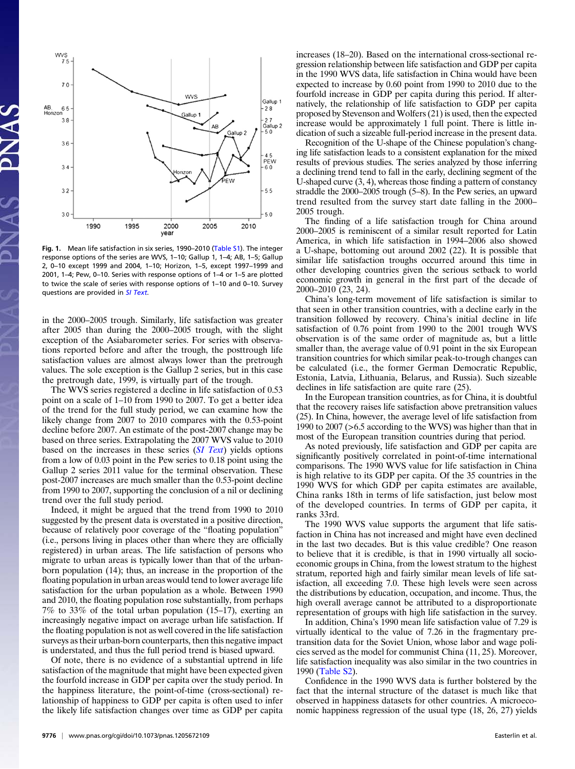Fig. 1. Mean life satisfaction in six series, 1990–2010 (Table S1). The integer response options of the series are WVS, 1–10; Gallup 1, 1–4; AB, 1–5; Gallup 2, 0–10 except 1999 and 2004, 1–10; Horizon, 1–5, except 1997–1999 and 2001, 1–4; Pew, 0–10. Series with response options of 1–4 or 1–5 are plotted to twice the scale of series with response options of 1–10 and 0–10. Survey questions are provided in *SI Text*.

in the 2000–2005 trough. Similarly, life satisfaction was greater after 2005 than during the 2000–2005 trough, with the slight exception of the Asiabarometer series. For series with observations reported before and after the trough, the posttrough life satisfaction values are almost always lower than the pretrough values. The sole exception is the Gallup 2 series, but in this case the pretrough date, 1999, is virtually part of the trough.

The WVS series registered a decline in life satisfaction of 0.53 point on a scale of 1–10 from 1990 to 2007. To get a better idea of the trend for the full study period, we can examine how the likely change from 2007 to 2010 compares with the 0.53-point decline before 2007. An estimate of the post-2007 change may be based on three series. Extrapolating the 2007 WVS value to 2010 based on the increases in these series (*SI Text*) yields options from a low of 0.03 point in the Pew series to 0.18 point using the Gallup 2 series 2011 value for the terminal observation. These post-2007 increases are much smaller than the 0.53-point decline from 1990 to 2007, supporting the conclusion of a nil or declining trend over the full study period.

Indeed, it might be argued that the trend from 1990 to 2010 suggested by the present data is overstated in a positive direction, because of relatively poor coverage of the "floating population" (i.e., persons living in places other than where they are officially registered) in urban areas. The life satisfaction of persons who migrate to urban areas is typically lower than that of the urban-born population (14); thus, an increase in the proportion of the floating population in urban areas would tend to lower average life satisfaction for the urban population as a whole. Between 1990 and 2010, the floating population rose substantially, from perhaps 7% to 33% of the total urban population (15–17), exerting an increasingly negative impact on average urban life satisfaction. If the floating population is not as well covered in the life satisfaction surveys as their urban-born counterparts, then this negative impact is understated, and thus the full period trend is biased upward.

Of note, there is no evidence of a substantial uptrend in life satisfaction of the magnitude that might have been expected given the fourfold increase in GDP per capita over the study period. In the happiness literature, the point-of-time (cross-sectional) relationship of happiness to GDP per capita is often used to infer the likely life satisfaction changes over time as GDP per capita increases (18–20). Based on the international cross-sectional regression relationship between life satisfaction and GDP per capita in the 1990 WVS data, life satisfaction in China would have been expected to increase by 0.60 point from 1990 to 2010 due to the fourfold increase in GDP per capita during this period. If alternatively, the relationship of life satisfaction to GDP per capita proposed by Stevenson and Wolfers (21) is used, then the expected increase would be approximately 1 full point. There is little indication of such a sizeable full-period increase in the present data.

Recognition of the U-shape of the Chinese population's changing life satisfaction leads to a consistent explanation for the mixed results of previous studies. The series analyzed by those inferring a declining trend tend to fall in the early, declining segment of the U-shaped curve (3, 4), whereas those finding a pattern of constancy straddle the 2000–2005 trough (5–8). In the Pew series, an upward trend resulted from the survey start date falling in the 2000–2005 trough.

The finding of a life satisfaction trough for China around 2000–2005 is reminiscent of a similar result reported for Latin America, in which life satisfaction in 1994–2006 also showed a U-shape, bottoming out around 2002 (22). It is possible that similar life satisfaction troughs occurred around this time in other developing countries given the serious setback to world economic growth in general in the first part of the decade of 2000–2010 (23, 24).

China's long-term movement of life satisfaction is similar to that seen in other transition countries, with a decline early in the transition followed by recovery. China's initial decline in life satisfaction of 0.76 point from 1990 to the 2001 trough WVS observation is of the same order of magnitude as, but a little smaller than, the average value of 0.91 point in the six European transition countries for which similar peak-to-trough changes can be calculated (i.e., the former German Democratic Republic, Estonia, Latvia, Lithuania, Belarus, and Russia). Such sizeable declines in life satisfaction are quite rare (25).

In the European transition countries, as for China, it is doubtful that the recovery raises life satisfaction above pretransition values (25). In China, however, the average level of life satisfaction from 1990 to 2007 (>6.5 according to the WVS) was higher than that in most of the European transition countries during that period.

As noted previously, life satisfaction and GDP per capita are significantly positively correlated in point-of-time international comparisons. The 1990 WVS value for life satisfaction in China is high relative to its GDP per capita. Of the 35 countries in the 1990 WVS for which GDP per capita estimates are available, China ranks 18th in terms of life satisfaction, just below most of the developed countries. In terms of GDP per capita, it ranks 33rd.

The 1990 WVS value supports the argument that life satisfaction in China has not increased and might have even declined in the last two decades. But is this value credible? One reason to believe that it is credible, is that in 1990 virtually all socioeconomic groups in China, from the lowest stratum to the highest stratum, reported high and fairly similar mean levels of life satisfaction, all exceeding 7.0. These high levels were seen across the distributions by education, occupation, and income. Thus, the high overall average cannot be attributed to a disproportionate representation of groups with high life satisfaction in the survey.

In addition, China's 1990 mean life satisfaction value of 7.29 is virtually identical to the value of 7.26 in the fragmentary pretransition data for the Soviet Union, whose labor and wage policies served as the model for communist China (11, 25). Moreover, life satisfaction inequality was also similar in the two countries in 1990 (Table S2).

Confidence in the 1990 WVS data is further bolstered by the fact that the internal structure of the dataset is much like that observed in happiness datasets for other countries. A microeconomic happiness regression of the usual type (18, 26, 27) yields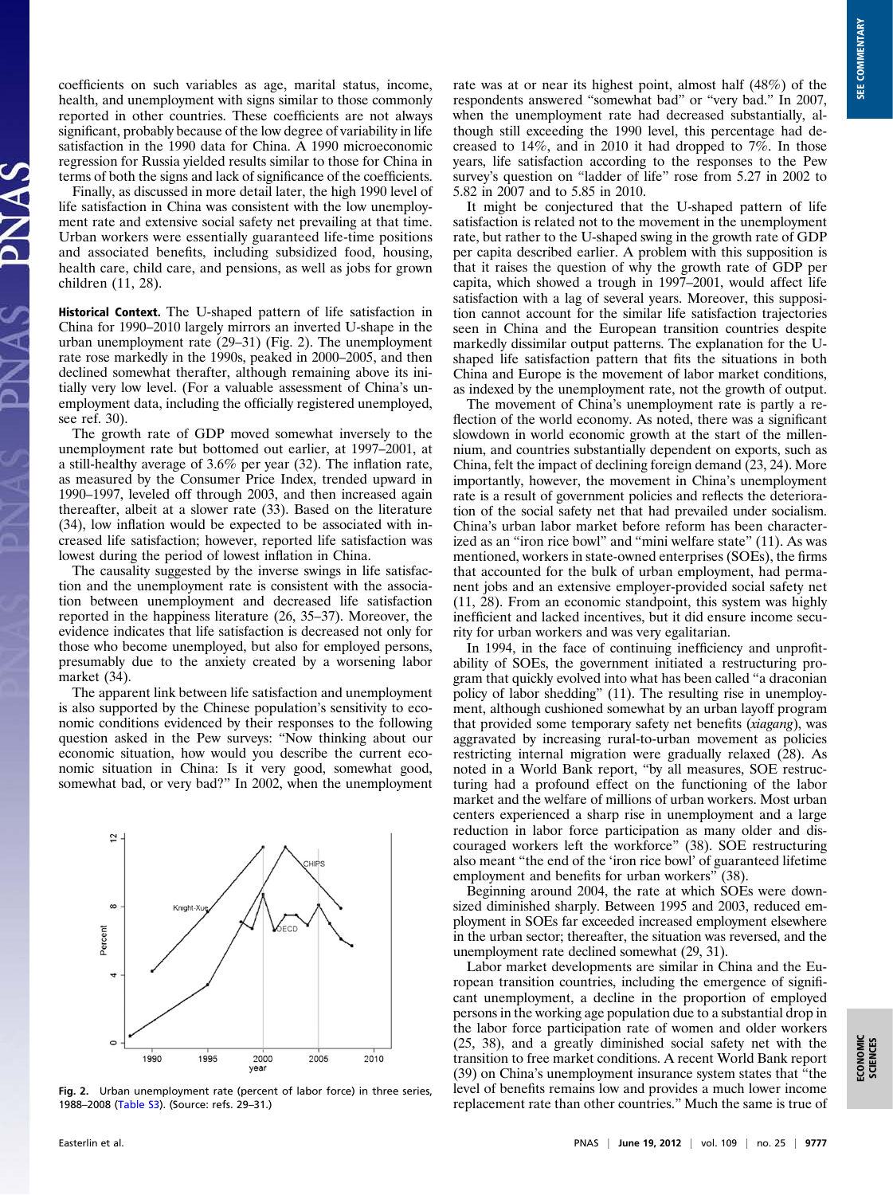coefficients on such variables as age, marital status, income, health, and unemployment with signs similar to those commonly reported in other countries. These coefficients are not always significant, probably because of the low degree of variability in life satisfaction in the 1990 data for China. A 1990 microeconomic regression for Russia yielded results similar to those for China in terms of both the signs and lack of significance of the coefficients.

Finally, as discussed in more detail later, the high 1990 level of life satisfaction in China was consistent with the low unemployment rate and extensive social safety net prevailing at that time. Urban workers were essentially guaranteed life-time positions and associated benefits, including subsidized food, housing, health care, child care, and pensions, as well as jobs for grown children (11, 28).

**Historical Context.** The U-shaped pattern of life satisfaction in China for 1990–2010 largely mirrors an inverted U-shape in the urban unemployment rate (29–31) (Fig. 2). The unemployment rate rose markedly in the 1990s, peaked in 2000–2005, and then declined somewhat therafter, although remaining above its initially very low level. (For a valuable assessment of China's unemployment data, including the officially registered unemployed, see ref. 30).

The growth rate of GDP moved somewhat inversely to the unemployment rate but bottomed out earlier, at 1997–2001, at a still-healthy average of 3.6% per year (32). The inflation rate, as measured by the Consumer Price Index, trended upward in 1990–1997, leveled off through 2003, and then increased again thereafter, albeit at a slower rate (33). Based on the literature (34), low inflation would be expected to be associated with increased life satisfaction; however, reported life satisfaction was lowest during the period of lowest inflation in China.

The causality suggested by the inverse swings in life satisfaction and the unemployment rate is consistent with the association between unemployment and decreased life satisfaction reported in the happiness literature (26, 35–37). Moreover, the evidence indicates that life satisfaction is decreased not only for those who become unemployed, but also for employed persons, presumably due to the anxiety created by a worsening labor market (34).

The apparent link between life satisfaction and unemployment is also supported by the Chinese population's sensitivity to economic conditions evidenced by their responses to the following question asked in the Pew surveys: "Now thinking about our economic situation, how would you describe the current economic situation in China: Is it very good, somewhat good, somewhat bad, or very bad?" In 2002, when the unemployment rate was at or near its highest point, almost half (48%) of the respondents answered "somewhat bad" or "very bad." In 2007, when the unemployment rate had decreased substantially, although still exceeding the 1990 level, this percentage had decreased to 14%, and in 2010 it had dropped to 7%. In those years, life satisfaction according to the responses to the Pew survey's question on "ladder of life" rose from 5.27 in 2002 to 5.82 in 2007 and to 5.85 in 2010.

Fig. 2. Urban unemployment rate (percent of labor force) in three series, 1988–2008 (Table S3). (Source: refs. 29–31.)

It might be conjectured that the U-shaped pattern of life satisfaction is related not to the movement in the unemployment rate, but rather to the U-shaped swing in the growth rate of GDP per capita described earlier. A problem with this supposition is that it raises the question of why the growth rate of GDP per capita, which showed a trough in 1997–2001, would affect life satisfaction with a lag of several years. Moreover, this supposition cannot account for the similar life satisfaction trajectories seen in China and the European transition countries despite markedly dissimilar output patterns. The explanation for the U-shaped life satisfaction pattern that fits the situations in both China and Europe is the movement of labor market conditions, as indexed by the unemployment rate, not the growth of output.

The movement of China's unemployment rate is partly a reflection of the world economy. As noted, there was a significant slowdown in world economic growth at the start of the millennium, and countries substantially dependent on exports, such as China, felt the impact of declining foreign demand (23, 24). More importantly, however, the movement in China's unemployment rate is a result of government policies and reflects the deterioration of the social safety net that had prevailed under socialism. China's urban labor market before reform has been characterized as an "iron rice bowl" and "mini welfare state" (11). As was mentioned, workers in state-owned enterprises (SOEs), the firms that accounted for the bulk of urban employment, had permanent jobs and an extensive employer-provided social safety net (11, 28). From an economic standpoint, this system was highly inefficient and lacked incentives, but it did ensure income security for urban workers and was very egalitarian.

In 1994, in the face of continuing inefficiency and unprofitability of SOEs, the government initiated a restructuring program that quickly evolved into what has been called "a draconian policy of labor shedding" (11). The resulting rise in unemployment, although cushioned somewhat by an urban layoff program that provided some temporary safety net benefits (*xiagang*), was aggravated by increasing rural-to-urban movement as policies restricting internal migration were gradually relaxed (28). As noted in a World Bank report, "by all measures, SOE restructuring had a profound effect on the functioning of the labor market and the welfare of millions of urban workers. Most urban centers experienced a sharp rise in unemployment and a large reduction in labor force participation as many older and discouraged workers left the workforce" (38). SOE restructuring also meant "the end of the 'iron rice bowl' of guaranteed lifetime employment and benefits for urban workers" (38).

Beginning around 2004, the rate at which SOEs were downsized diminished sharply. Between 1995 and 2003, reduced employment in SOEs far exceeded increased employment elsewhere in the urban sector; thereafter, the situation was reversed, and the unemployment rate declined somewhat (29, 31).

Labor market developments are similar in China and the European transition countries, including the emergence of significant unemployment, a decline in the proportion of employed persons in the working age population due to a substantial drop in the labor force participation rate of women and older workers (25, 38), and a greatly diminished social safety net with the transition to free market conditions. A recent World Bank report (39) on China's unemployment insurance system states that "the level of benefits remains low and provides a much lower income replacement rate than other countries." Much the same is true of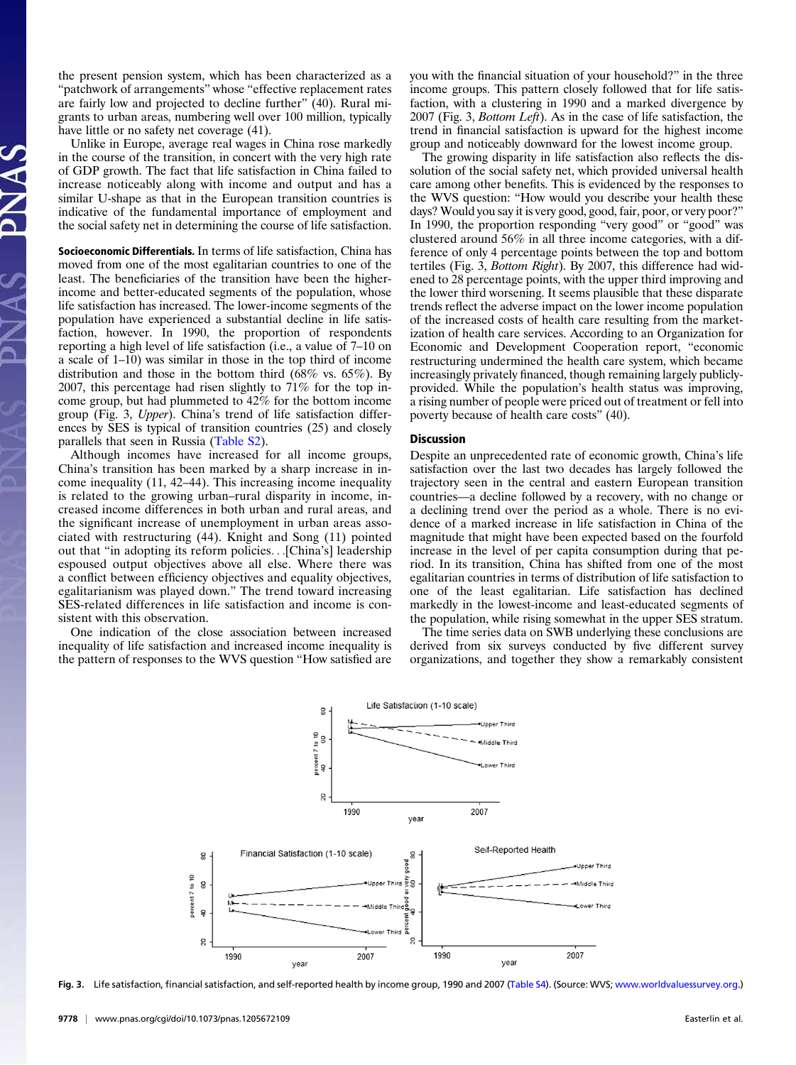the present pension system, which has been characterized as a "patchwork of arrangements" whose "effective replacement rates are fairly low and projected to decline further" (40). Rural migrants to urban areas, numbering well over 100 million, typically have little or no safety net coverage (41).

Unlike in Europe, average real wages in China rose markedly in the course of the transition, in concert with the very high rate of GDP growth. The fact that life satisfaction in China failed to increase noticeably along with income and output and has a similar U-shape as that in the European transition countries is indicative of the fundamental importance of employment and the social safety net in determining the course of life satisfaction.

**Socioeconomic Differentials.** In terms of life satisfaction, China has moved from one of the most egalitarian countries to one of the least. The beneficiaries of the transition have been the higher-income and better-educated segments of the population, whose life satisfaction has increased. The lower-income segments of the population have experienced a substantial decline in life satisfaction, however. In 1990, the proportion of respondents reporting a high level of life satisfaction (i.e., a value of 7–10 on a scale of 1–10) was similar in those in the top third of income distribution and those in the bottom third (68% vs. 65%). By 2007, this percentage had risen slightly to 71% for the top income group, but had plummeted to 42% for the bottom income group (Fig. 3, *Upper*). China's trend of life satisfaction differences by SES is typical of transition countries (25) and closely parallels that seen in Russia (Table S2).

Although incomes have increased for all income groups, China's transition has been marked by a sharp increase in income inequality (11, 42–44). This increasing income inequality is related to the growing urban–rural disparity in income, increased income differences in both urban and rural areas, and the significant increase of unemployment in urban areas associated with restructuring (44). Knight and Song (11) pointed out that "in adopting its reform policies. . .[China's] leadership espoused output objectives above all else. Where there was a conflict between efficiency objectives and equality objectives, egalitarianism was played down." The trend toward increasing SES-related differences in life satisfaction and income is consistent with this observation.

One indication of the close association between increased inequality of life satisfaction and increased income inequality is the pattern of responses to the WVS question "How satisfied are you with the financial situation of your household?" in the three income groups. This pattern closely followed that for life satisfaction, with a clustering in 1990 and a marked divergence by 2007 (Fig. 3, *Bottom Left*). As in the case of life satisfaction, the trend in financial satisfaction is upward for the highest income group and noticeably downward for the lowest income group.

The growing disparity in life satisfaction also reflects the dissolution of the social safety net, which provided universal health care among other benefits. This is evidenced by the responses to the WVS question: "How would you describe your health these days? Would you say it is very good, good, fair, poor, or very poor?" In 1990, the proportion responding "very good" or "good" was clustered around 56% in all three income categories, with a difference of only 4 percentage points between the top and bottom tertiles (Fig. 3, *Bottom Right*). By 2007, this difference had widened to 28 percentage points, with the upper third improving and the lower third worsening. It seems plausible that these disparate trends reflect the adverse impact on the lower income population of the increased costs of health care resulting from the marketization of health care services. According to an Organization for Economic and Development Cooperation report, "economic restructuring undermined the health care system, which became increasingly privately financed, though remaining largely publicly-provided. While the population's health status was improving, a rising number of people were priced out of treatment or fell into poverty because of health care costs" (40).

## Discussion

Despite an unprecedented rate of economic growth, China's life satisfaction over the last two decades has largely followed the trajectory seen in the central and eastern European transition countries—a decline followed by a recovery, with no change or a declining trend over the period as a whole. There is no evidence of a marked increase in life satisfaction in China of the magnitude that might have been expected based on the fourfold increase in the level of per capita consumption during that period. In its transition, China has shifted from one of the most egalitarian countries in terms of distribution of life satisfaction to one of the least egalitarian. Life satisfaction has declined markedly in the lowest-income and least-educated segments of the population, while rising somewhat in the upper SES stratum.

The time series data on SWB underlying these conclusions are derived from six surveys conducted by five different survey organizations, and together they show a remarkably consistent

Fig. 3. Life satisfaction, financial satisfaction, and self-reported health by income group, 1990 and 2007 (Table S4). (Source: WVS; www.worldvaluessurvey.org.)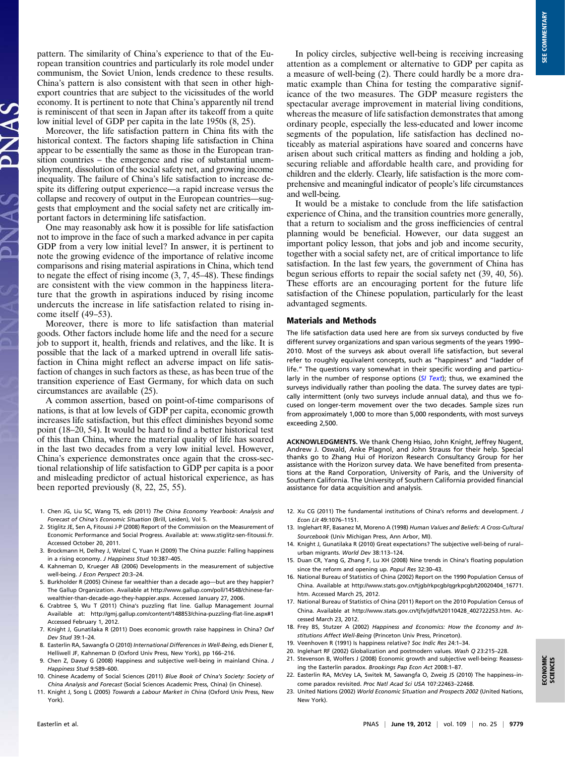pattern. The similarity of China's experience to that of the European transition countries and particularly its role model under communism, the Soviet Union, lends credence to these results. China's pattern is also consistent with that seen in other high-export countries that are subject to the vicissitudes of the world economy. It is pertinent to note that China's apparently nil trend is reminiscent of that seen in Japan after its takeoff from a quite low initial level of GDP per capita in the late 1950s (8, 25).

Moreover, the life satisfaction pattern in China fits with the historical context. The factors shaping life satisfaction in China appear to be essentially the same as those in the European transition countries – the emergence and rise of substantial unemployment, dissolution of the social safety net, and growing income inequality. The failure of China's life satisfaction to increase despite its differing output experience—a rapid increase versus the collapse and recovery of output in the European countries—suggests that employment and the social safety net are critically important factors in determining life satisfaction.

One may reasonably ask how it is possible for life satisfaction not to improve in the face of such a marked advance in per capita GDP from a very low initial level? In answer, it is pertinent to note the growing evidence of the importance of relative income comparisons and rising material aspirations in China, which tend to negate the effect of rising income (3, 7, 45–48). These findings are consistent with the view common in the happiness literature that the growth in aspirations induced by rising income undercuts the increase in life satisfaction related to rising income itself (49–53).

Moreover, there is more to life satisfaction than material goods. Other factors include home life and the need for a secure job to support it, health, friends and relatives, and the like. It is possible that the lack of a marked uptrend in overall life satisfaction in China might reflect an adverse impact on life satisfaction of changes in such factors as these, as has been true of the transition experience of East Germany, for which data on such circumstances are available (25).

A common assertion, based on point-of-time comparisons of nations, is that at low levels of GDP per capita, economic growth increases life satisfaction, but this effect diminishes beyond some point (18–20, 54). It would be hard to find a better historical test of this than China, where the material quality of life has soared in the last two decades from a very low initial level. However, China's experience demonstrates once again that the cross-sectional relationship of life satisfaction to GDP per capita is a poor and misleading predictor of actual historical experience, as has been reported previously (8, 22, 25, 55).

In policy circles, subjective well-being is receiving increasing attention as a complement or alternative to GDP per capita as a measure of well-being (2). There could hardly be a more dramatic example than China for testing the comparative significance of the two measures. The GDP measure registers the spectacular average improvement in material living conditions, whereas the measure of life satisfaction demonstrates that among ordinary people, especially the less-educated and lower income segments of the population, life satisfaction has declined noticeably as material aspirations have soared and concerns have arisen about such critical matters as finding and holding a job, securing reliable and affordable health care, and providing for children and the elderly. Clearly, life satisfaction is the more comprehensive and meaningful indicator of people's life circumstances and well-being.

It would be a mistake to conclude from the life satisfaction experience of China, and the transition countries more generally, that a return to socialism and the gross inefficiencies of central planning would be beneficial. However, our data suggest an important policy lesson, that jobs and job and income security, together with a social safety net, are of critical importance to life satisfaction. In the last few years, the government of China has begun serious efforts to repair the social safety net (39, 40, 56). These efforts are an encouraging portent for the future life satisfaction of the Chinese population, particularly for the least advantaged segments.

## Materials and Methods

The life satisfaction data used here are from six surveys conducted by five different survey organizations and span various segments of the years 1990–2010. Most of the surveys ask about overall life satisfaction, but several refer to roughly equivalent concepts, such as "happiness" and "ladder of life." The questions vary somewhat in their specific wording and particularly in the number of response options (*SI Text*); thus, we examined the surveys individually rather than pooling the data. The survey dates are typically intermittent (only two surveys include annual data), and thus we focused on longer-term movement over the two decades. Sample sizes run from approximately 1,000 to more than 5,000 respondents, with most surveys exceeding 2,500.

**ACKNOWLEDGMENTS.** We thank Cheng Hsiao, John Knight, Jeffrey Nugent, Andrew J. Oswald, Anke Plagnol, and John Strauss for their help. Special thanks go to Zhang Hui of Horizon Research Consultancy Group for her assistance with the Horizon survey data. We have benefited from presentations at the Rand Corporation, University of Paris, and the University of Southern California. The University of Southern California provided financial assistance for data acquisition and analysis.

1. Chen JG, Liu SC, Wang TS, eds (2011) *The China Economy Yearbook: Analysis and Forecast of China's Economic Situation* (Brill, Leiden), Vol 5.
2. Stiglitz JE, Sen A, Fitoussi J-P (2008) Report of the Commission on the Measurement of Economic Performance and Social Progress. Available at: www.stiglitz-sen-fitoussi.fr. Accessed October 20, 2011.
3. Brockmann H, Delhey J, Welzel C, Yuan H (2009) The China puzzle: Falling happiness in a rising economy. *J Happiness Stud* 10:387–405.
4. Kahneman D, Krueger AB (2006) Developments in the measurement of subjective well-being. *J Econ Perspect* 20:3–24.
5. Burkholder R (2005) Chinese far wealthier than a decade ago—but are they happier? The Gallup Organization. Available at http://www.gallup.com/poll/14548/chinese-far-wealthier-than-decade-ago-they-happier.aspx. Accessed January 27, 2006.
6. Crabtree S, Wu T (2011) China's puzzling flat line. Gallup Management Journal Available at: http://gmj.gallup.com/content/148853/china-puzzling-flat-line.aspx#1 Accessed February 1, 2012.
7. Knight J, Gunatilaka R (2011) Does economic growth raise happiness in China? *Oxf Dev Stud* 39:1–24.
8. Easterlin RA, Sawangfa O (2010) *International Differences in Well-Being*, eds Diener E, Helliwell JF, Kahneman D (Oxford Univ Press, New York), pp 166–216.
9. Chen Z, Davey G (2008) Happiness and subjective well-being in mainland China. *J Happiness Stud* 9:589–600.
10. Chinese Academy of Social Sciences (2011) *Blue Book of China's Society: Society of China Analysis and Forecast* (Social Sciences Academic Press, China) (in Chinese).
11. Knight J, Song L (2005) *Towards a Labour Market in China* (Oxford Univ Press, New York).
12. Xu CG (2011) The fundamental institutions of China's reforms and development. *J Econ Lit* 49:1076–1151.
13. Inglehart RF, Basanez M, Moreno A (1998) *Human Values and Beliefs: A Cross-Cultural Sourcebook* (Univ Michigan Press, Ann Arbor, MI).
14. Knight J, Gunatilaka R (2010) Great expectations? The subjective well-being of rural–urban migrants. *World Dev* 38:113–124.
15. Duan CR, Yang G, Zhang F, Lu XH (2008) Nine trends in China's floating population since the reform and opening up. *Popul Res* 32:30–43.
16. National Bureau of Statistics of China (2002) Report on the 1990 Population Census of China. Available at http://www.stats.gov.cn/tjgb/rkpcgb/qgrkpcgb/t20020404_16771.htm. Accessed March 25, 2012.
17. National Bureau of Statistics of China (2011) Report on the 2010 Population Census of China. Available at http://www.stats.gov.cn/tjfx/jdfx/t20110428_402722253.htm. Accessed March 23, 2012.
18. Frey BS, Stutzer A (2002) *Happiness and Economics: How the Economy and Institutions Affect Well-Being* (Princeton Univ Press, Princeton).
19. Veenhoven R (1991) Is happiness relative? *Soc Indic Res* 24:1–34.
20. Inglehart RF (2002) Globalization and postmodern values. *Wash Q* 23:215–228.
21. Stevenson B, Wolfers J (2008) Economic growth and subjective well-being: Reassessing the Easterlin paradox. *Brookings Pap Econ Act* 2008:1–87.
22. Easterlin RA, McVey LA, Switek M, Sawangfa O, Zweig JS (2010) The happiness–income paradox revisited. *Proc Natl Acad Sci USA* 107:22463–22468.
23. United Nations (2002) *World Economic Situation and Prospects 2002* (United Nations, New York).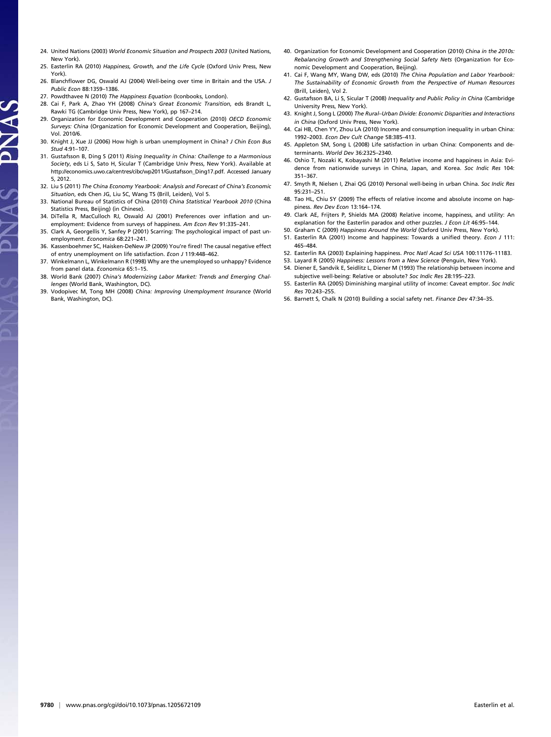24. United Nations (2003) *World Economic Situation and Prospects 2003* (United Nations, New York).
25. Easterlin RA (2010) *Happiness, Growth, and the Life Cycle* (Oxford Univ Press, New York).
26. Blanchflower DG, Oswald AJ (2004) Well-being over time in Britain and the USA. *J Public Econ* 88:1359–1386.
27. Powdthavee N (2010) *The Happiness Equation* (Iconbooks, London).
28. Cai F, Park A, Zhao YH (2008) *China's Great Economic Transition*, eds Brandt L, Rawki TG (Cambridge Univ Press, New York), pp 167–214.
29. Organization for Economic Development and Cooperation (2010) *OECD Economic Surveys: China* (Organization for Economic Development and Cooperation, Beijing), Vol. 2010/6.
30. Knight J, Xue JJ (2006) How high is urban unemployment in China? *J Chin Econ Bus Stud* 4:91–107.
31. Gustafsson B, Ding S (2011) *Rising Inequality in China: Challenge to a Harmonious Society*, eds Li S, Sato H, Sicular T (Cambridge Univ Press, New York). Available at http://economics.uwo.ca/centres/cibc/wp2011/Gustafsson_Ding17.pdf. Accessed January 5, 2012.
32. Liu S (2011) *The China Economy Yearbook: Analysis and Forecast of China's Economic Situation*, eds Chen JG, Liu SC, Wang TS (Brill, Leiden), Vol 5.
33. National Bureau of Statistics of China (2010) *China Statistical Yearbook 2010* (China Statistics Press, Beijing) (in Chinese).
34. DiTella R, MacCulloch RJ, Oswald AJ (2001) Preferences over inflation and unemployment: Evidence from surveys of happiness. *Am Econ Rev* 91:335–241.
35. Clark A, Georgellis Y, Sanfey P (2001) Scarring: The psychological impact of past unemployment. *Economica* 68:221–241.
36. Kassenboehmer SC, Haisken-DeNew JP (2009) You're fired! The causal negative effect of entry unemployment on life satisfaction. *Econ J* 119:448–462.
37. Winkelmann L, Winkelmann R (1998) Why are the unemployed so unhappy? Evidence from panel data. *Economica* 65:1–15.
38. World Bank (2007) *China's Modernizing Labor Market: Trends and Emerging Challenges* (World Bank, Washington, DC).
39. Vodopivec M, Tong MH (2008) *China: Improving Unemployment Insurance* (World Bank, Washington, DC).
40. Organization for Economic Development and Cooperation (2010) *China in the 2010s: Rebalancing Growth and Strengthening Social Safety Nets* (Organization for Economic Development and Cooperation, Beijing).
41. Cai F, Wang MY, Wang DW, eds (2010) *The China Population and Labor Yearbook: The Sustainability of Economic Growth from the Perspective of Human Resources* (Brill, Leiden), Vol 2.
42. Gustafsson BA, Li S, Sicular T (2008) *Inequality and Public Policy in China* (Cambridge University Press, New York).
43. Knight J, Song L (2000) *The Rural–Urban Divide: Economic Disparities and Interactions in China* (Oxford Univ Press, New York).
44. Cai HB, Chen YY, Zhou LA (2010) Income and consumption inequality in urban China: 1992–2003. *Econ Dev Cult Change* 58:385–413.
45. Appleton SM, Song L (2008) Life satisfaction in urban China: Components and determinants. *World Dev* 36:2325–2340.
46. Oshio T, Nozaki K, Kobayashi M (2011) Relative income and happiness in Asia: Evidence from nationwide surveys in China, Japan, and Korea. *Soc Indic Res* 104:351–367.
47. Smyth R, Nielsen I, Zhai QG (2010) Personal well-being in urban China. *Soc Indic Res* 95:231–251.
48. Tao HL, Chiu SY (2009) The effects of relative income and absolute income on happiness. *Rev Dev Econ* 13:164–174.
49. Clark AE, Frijters P, Shields MA (2008) Relative income, happiness, and utility: An explanation for the Easterlin paradox and other puzzles. *J Econ Lit* 46:95–144.
50. Graham C (2009) *Happiness Around the World* (Oxford Univ Press, New York).
51. Easterlin RA (2001) Income and happiness: Towards a unified theory. *Econ J* 111:465–484.
52. Easterlin RA (2003) Explaining happiness. *Proc Natl Acad Sci USA* 100:11176–11183.
53. Layard R (2005) *Happiness: Lessons from a New Science* (Penguin, New York).
54. Diener E, Sandvik E, Seidlitz L, Diener M (1993) The relationship between income and subjective well-being: Relative or absolute? *Soc Indic Res* 28:195–223.
55. Easterlin RA (2005) Diminishing marginal utility of income: Caveat emptor. *Soc Indic Res* 70:243–255.
56. Barnett S, Chalk N (2010) Building a social safety net. *Finance Dev* 47:34–35.